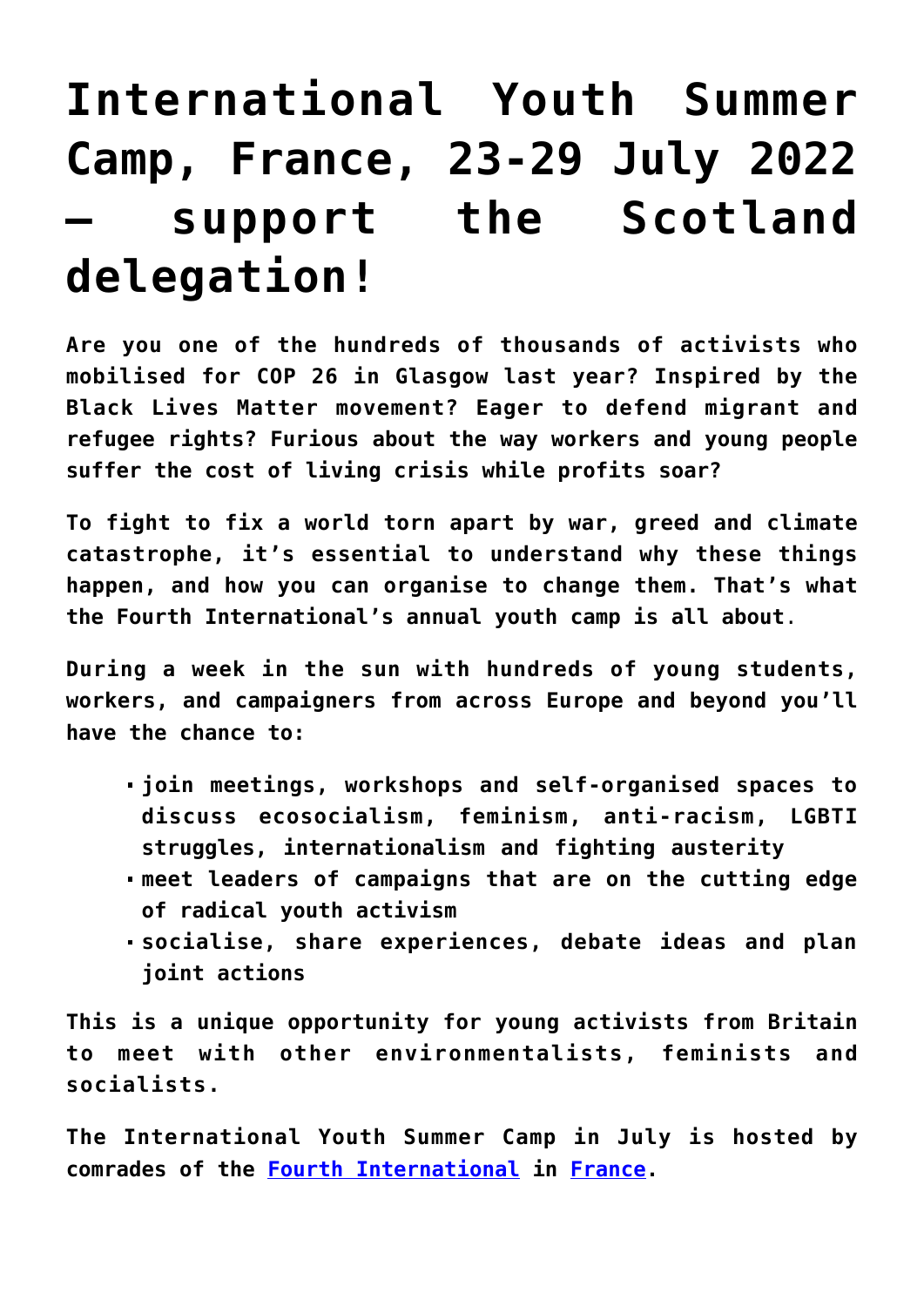# International Youth Summer Camp, France, 23-29 July 2022 – support the Scotland delegation!

**Are you one of the hundreds of thousands of activists who mobilised for COP 26 in Glasgow last year? Inspired by the Black Lives Matter movement? Eager to defend migrant and refugee rights? Furious about the way workers and young people suffer the cost of living crisis while profits soar?**

**To fight to fix a world torn apart by war, greed and climate catastrophe, it's essential to understand why these things happen, and how you can organise to change them. That's what the Fourth International's annual youth camp is all about.**

**During a week in the sun with hundreds of young students, workers, and campaigners from across Europe and beyond you'll have the chance to:**

- **join meetings, workshops and self-organised spaces to discuss ecosocialism, feminism, anti-racism, LGBTI struggles, internationalism and fighting austerity**
- **meet leaders of campaigns that are on the cutting edge of radical youth activism**
- **socialise, share experiences, debate ideas and plan joint actions**

**This is a unique opportunity for young activists from Britain to meet with other environmentalists, feminists and socialists.**

**The International Youth Summer Camp in July is hosted by comrades of the Fourth International in France.**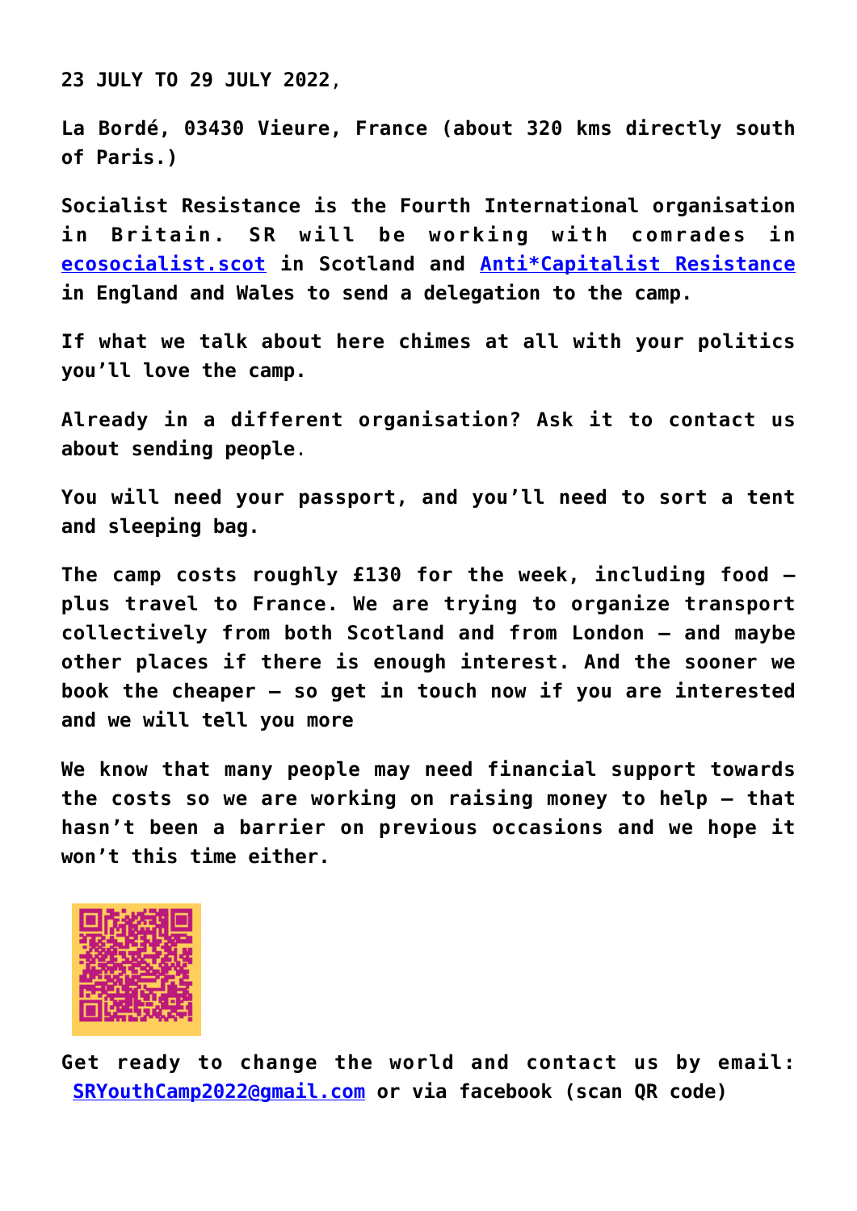**23 JULY TO 29 JULY 2022,**

**La Bordé, 03430 Vieure, France (about 320 kms directly south of Paris.)**

**Socialist Resistance is the Fourth International organisation in Britain. SR will be working with comrades in [ecosocialist.scot]() in Scotland and [Anti*Capitalist Resistance]() in England and Wales to send a delegation to the camp.**

**If what we talk about here chimes at all with your politics you'll love the camp.**

**Already in a different organisation? Ask it to contact us about sending people.**

**You will need your passport, and you'll need to sort a tent and sleeping bag.**

**The camp costs roughly £130 for the week, including food – plus travel to France. We are trying to organize transport collectively from both Scotland and from London – and maybe other places if there is enough interest. And the sooner we book the cheaper – so get in touch now if you are interested and we will tell you more**

**We know that many people may need financial support towards the costs so we are working on raising money to help – that hasn't been a barrier on previous occasions and we hope it won't this time either.**

**Get ready to change the world and contact us by email: [SRYouthCamp2022@gmail.com](mailto:SRYouthCamp2022@gmail.com) or via facebook (scan QR code)**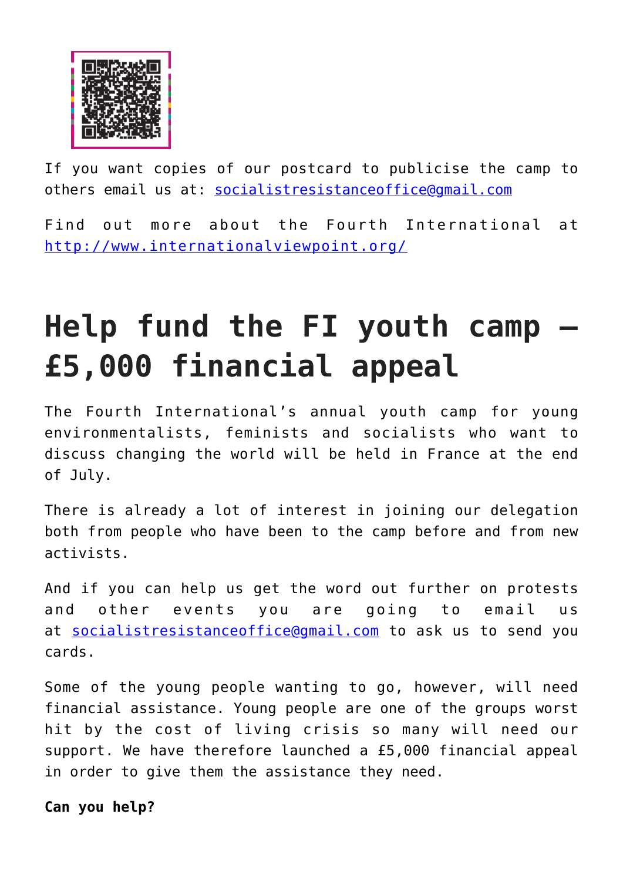If you want copies of our postcard to publicise the camp to others email us at: socialistresistanceoffice@gmail.com

Find out more about the Fourth International at http://www.internationalviewpoint.org/

# Help fund the FI youth camp – £5,000 financial appeal

The Fourth International's annual youth camp for young environmentalists, feminists and socialists who want to discuss changing the world will be held in France at the end of July.

There is already a lot of interest in joining our delegation both from people who have been to the camp before and from new activists.

And if you can help us get the word out further on protests and other events you are going to email us at socialistresistanceoffice@gmail.com to ask us to send you cards.

Some of the young people wanting to go, however, will need financial assistance. Young people are one of the groups worst hit by the cost of living crisis so many will need our support. We have therefore launched a £5,000 financial appeal in order to give them the assistance they need.

**Can you help?**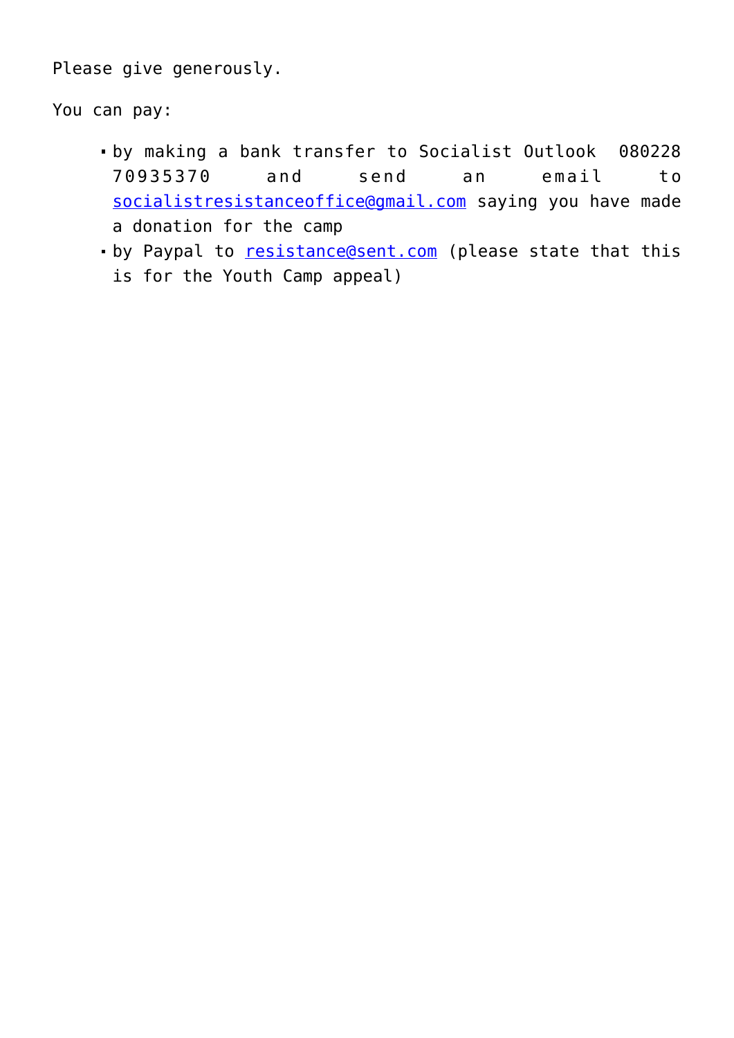Please give generously.

You can pay:

- by making a bank transfer to Socialist Outlook 080228 70935370 and send an email to socialistresistanceoffice@gmail.com saying you have made a donation for the camp
- by Paypal to resistance@sent.com (please state that this is for the Youth Camp appeal)